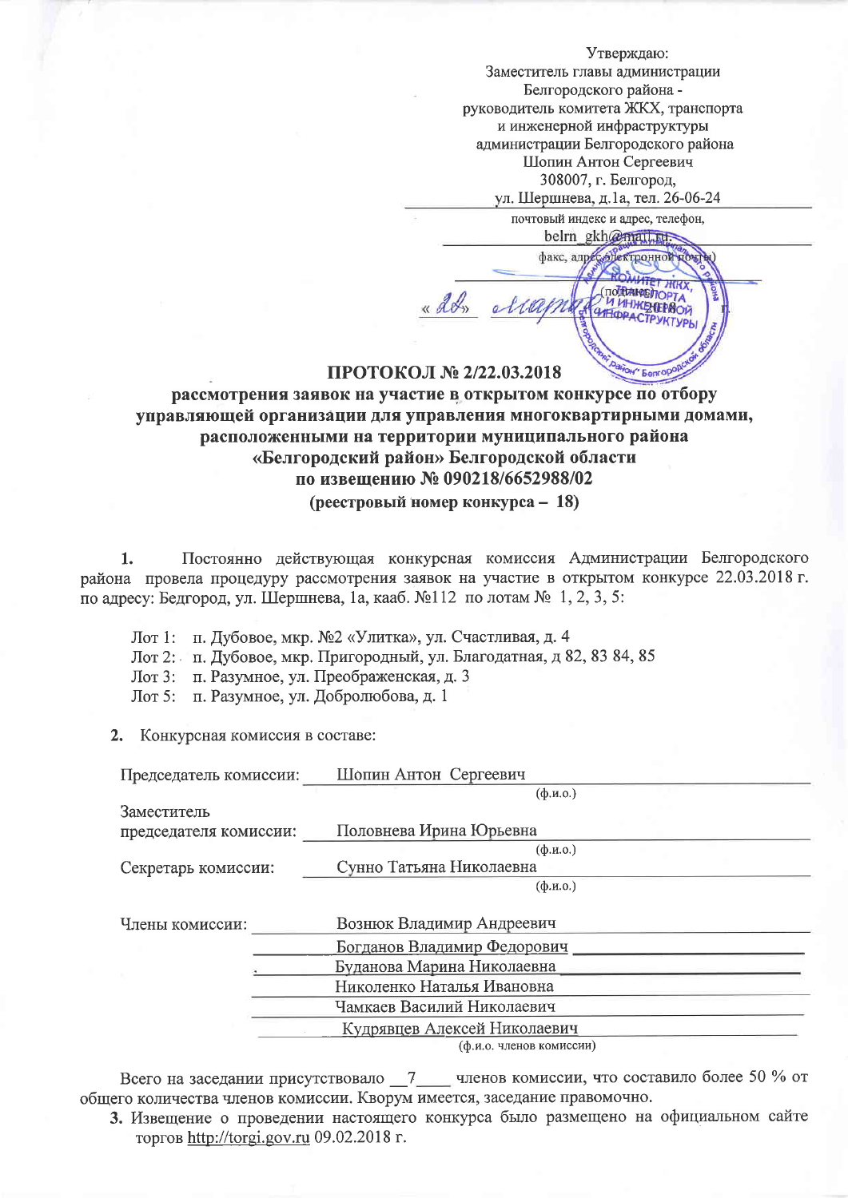Утверждаю:
Заместитель главы администрации
Белгородского района -
руководитель комитета ЖКХ, транспорта
и инженерной инфраструктуры
администрации Белгородского района
Шопин Антон Сергеевич
308007, г. Белгород,
ул. Шершнева, д.1а, тел. 26-06-24

почтовый индекс и адрес, телефон,

belrn_gkh@mail.ru

факс, адрес электронной почты)

(подпись)

« 22 » марта 2018 г.

## ПРОТОКОЛ № 2/22.03.2018

### рассмотрения заявок на участие в открытом конкурсе по отбору управляющей организации для управления многоквартирными домами, расположенными на территории муниципального района «Белгородский район» Белгородской области по извещению № 090218/6652988/02 (реестровый номер конкурса – 18)

1. Постоянно действующая конкурсная комиссия Администрации Белгородского района провела процедуру рассмотрения заявок на участие в открытом конкурсе 22.03.2018 г. по адресу: Бедгород, ул. Шершнева, 1а, кааб. №112 по лотам № 1, 2, 3, 5:

Лот 1: п. Дубовое, мкр. №2 «Улитка», ул. Счастливая, д. 4
Лот 2: п. Дубовое, мкр. Пригородный, ул. Благодатная, д 82, 83 84, 85
Лот 3: п. Разумное, ул. Преображенская, д. 3
Лот 5: п. Разумное, ул. Добролюбова, д. 1

2. Конкурсная комиссия в составе:

Председатель комиссии: Шопин Антон Сергеевич
(ф.и.о.)

Заместитель председателя комиссии: Половнева Ирина Юрьевна
(ф.и.о.)

Секретарь комиссии: Сунно Татьяна Николаевна
(ф.и.о.)

Члены комиссии:
Вознюк Владимир Андреевич
Богданов Владимир Федорович
Буданова Марина Николаевна
Николенко Наталья Ивановна
Чамкаев Василий Николаевич
Кудрявцев Алексей Николаевич
(ф.и.о. членов комиссии)

Всего на заседании присутствовало 7 членов комиссии, что составило более 50 % от общего количества членов комиссии. Кворум имеется, заседание правомочно.

3. Извещение о проведении настоящего конкурса было размещено на официальном сайте торгов http://torgi.gov.ru 09.02.2018 г.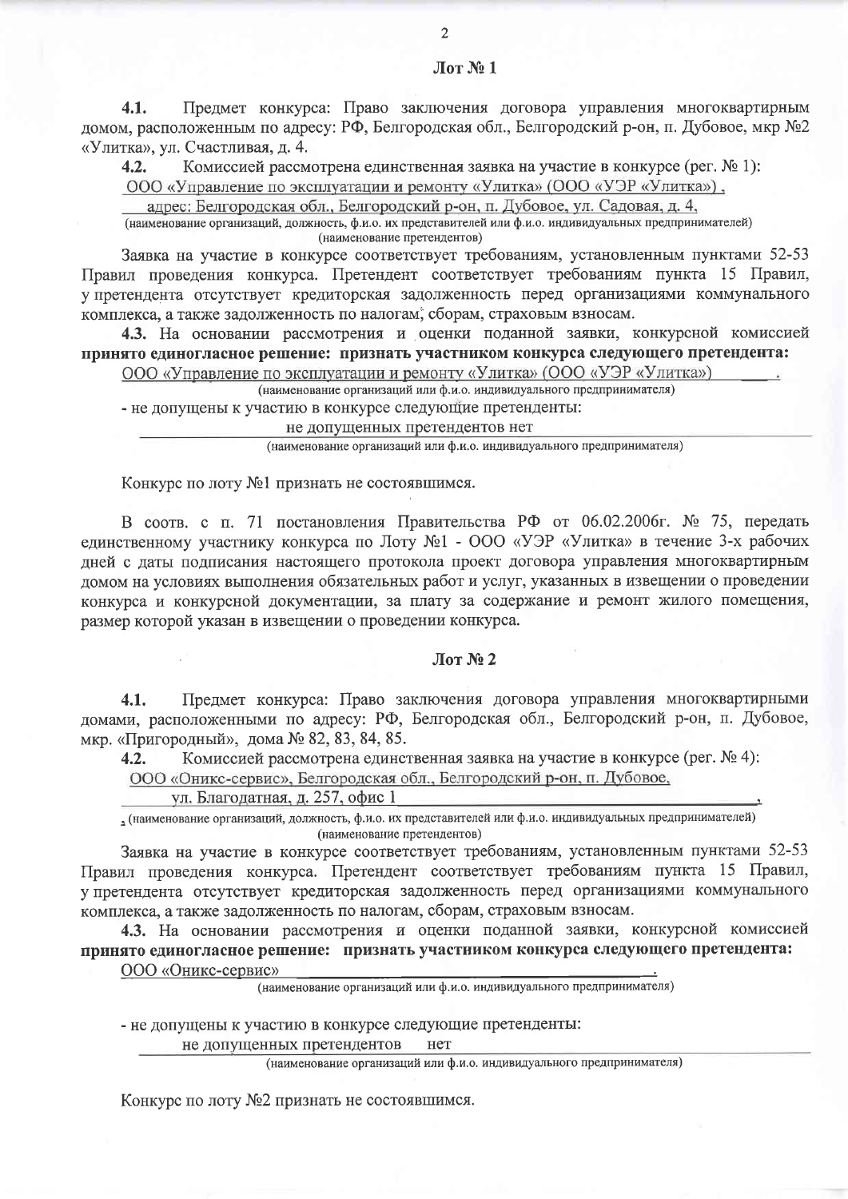## Лот № 1

**4.1.** Предмет конкурса: Право заключения договора управления многоквартирным домом, расположенным по адресу: РФ, Белгородская обл., Белгородский р-он, п. Дубовое, мкр №2 «Улитка», ул. Счастливая, д. 4.

**4.2.** Комиссией рассмотрена единственная заявка на участие в конкурсе (рег. № 1):

ООО «Управление по эксплуатации и ремонту «Улитка» (ООО «УЭР «Улитка»),
адрес: Белгородская обл., Белгородский р-он, п. Дубовое, ул. Садовая, д. 4,

(наименование организаций, должность, ф.и.о. их представителей или ф.и.о. индивидуальных предпринимателей)
(наименование претендентов)

Заявка на участие в конкурсе соответствует требованиям, установленным пунктами 52-53 Правил проведения конкурса. Претендент соответствует требованиям пункта 15 Правил, у претендента отсутствует кредиторская задолженность перед организациями коммунального комплекса, а также задолженность по налогам, сборам, страховым взносам.

**4.3.** На основании рассмотрения и оценки поданной заявки, конкурсной комиссией **принято единогласное решение: признать участником конкурса следующего претендента:**

ООО «Управление по эксплуатации и ремонту «Улитка» (ООО «УЭР «Улитка»).

(наименование организаций или ф.и.о. индивидуального предпринимателя)

- не допущены к участию в конкурсе следующие претенденты:

не допущенных претендентов нет

(наименование организаций или ф.и.о. индивидуального предпринимателя)

Конкурс по лоту №1 признать не состоявшимся.

В соотв. с п. 71 постановления Правительства РФ от 06.02.2006г. № 75, передать единственному участнику конкурса по Лоту №1 - ООО «УЭР «Улитка» в течение 3-х рабочих дней с даты подписания настоящего протокола проект договора управления многоквартирным домом на условиях выполнения обязательных работ и услуг, указанных в извещении о проведении конкурса и конкурсной документации, за плату за содержание и ремонт жилого помещения, размер которой указан в извещении о проведении конкурса.

## Лот № 2

**4.1.** Предмет конкурса: Право заключения договора управления многоквартирными домами, расположенными по адресу: РФ, Белгородская обл., Белгородский р-он, п. Дубовое, мкр. «Пригородный», дома № 82, 83, 84, 85.

**4.2.** Комиссией рассмотрена единственная заявка на участие в конкурсе (рег. № 4):

ООО «Оникс-сервис», Белгородская обл., Белгородский р-он, п. Дубовое, ул. Благодатная, д. 257, офис 1,

(наименование организаций, должность, ф.и.о. их представителей или ф.и.о. индивидуальных предпринимателей)
(наименование претендентов)

Заявка на участие в конкурсе соответствует требованиям, установленным пунктами 52-53 Правил проведения конкурса. Претендент соответствует требованиям пункта 15 Правил, у претендента отсутствует кредиторская задолженность перед организациями коммунального комплекса, а также задолженность по налогам, сборам, страховым взносам.

**4.3.** На основании рассмотрения и оценки поданной заявки, конкурсной комиссией **принято единогласное решение: признать участником конкурса следующего претендента:**

ООО «Оникс-сервис».

(наименование организаций или ф.и.о. индивидуального предпринимателя)

- не допущены к участию в конкурсе следующие претенденты:

не допущенных претендентов нет

(наименование организаций или ф.и.о. индивидуального предпринимателя)

Конкурс по лоту №2 признать не состоявшимся.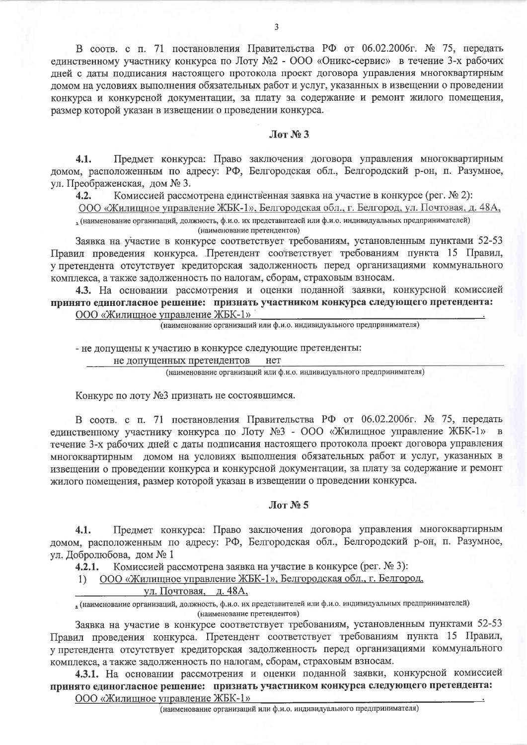В соотв. с п. 71 постановления Правительства РФ от 06.02.2006г. № 75, передать единственному участнику конкурса по Лоту №2 - ООО «Оникс-сервис» в течение 3-х рабочих дней с даты подписания настоящего протокола проект договора управления многоквартирным домом на условиях выполнения обязательных работ и услуг, указанных в извещении о проведении конкурса и конкурсной документации, за плату за содержание и ремонт жилого помещения, размер которой указан в извещении о проведении конкурса.

## Лот № 3

**4.1.** Предмет конкурса: Право заключения договора управления многоквартирным домом, расположенным по адресу: РФ, Белгородская обл., Белгородский р-он, п. Разумное, ул. Преображенская, дом № 3.

**4.2.** Комиссией рассмотрена единственная заявка на участие в конкурсе (рег. № 2):

ООО «Жилищное управление ЖБК-1», Белгородская обл., г. Белгород, ул. Почтовая, д. 48А,

, (наименование организаций, должность, ф.и.о. их представителей или ф.и.о. индивидуальных предпринимателей)
(наименование претендентов)

Заявка на участие в конкурсе соответствует требованиям, установленным пунктами 52-53 Правил проведения конкурса. Претендент соответствует требованиям пункта 15 Правил, у претендента отсутствует кредиторская задолженность перед организациями коммунального комплекса, а также задолженность по налогам, сборам, страховым взносам.

**4.3.** На основании рассмотрения и оценки поданной заявки, конкурсной комиссией **принято единогласное решение: признать участником конкурса следующего претендента:**

ООО «Жилищное управление ЖБК-1» .

(наименование организаций или ф.и.о. индивидуального предпринимателя)

- не допущены к участию в конкурсе следующие претенденты:

не допущенных претендентов нет

(наименование организаций или ф.и.о. индивидуального предпринимателя)

Конкурс по лоту №3 признать не состоявшимся.

В соотв. с п. 71 постановления Правительства РФ от 06.02.2006г. № 75, передать единственному участнику конкурса по Лоту №3 - ООО «Жилищное управление ЖБК-1» в течение 3-х рабочих дней с даты подписания настоящего протокола проект договора управления многоквартирным домом на условиях выполнения обязательных работ и услуг, указанных в извещении о проведении конкурса и конкурсной документации, за плату за содержание и ремонт жилого помещения, размер которой указан в извещении о проведении конкурса.

## Лот № 5

**4.1.** Предмет конкурса: Право заключения договора управления многоквартирным домом, расположенным по адресу: РФ, Белгородская обл., Белгородский р-он, п. Разумное, ул. Добролюбова, дом № 1

**4.2.1.** Комиссией рассмотрена заявка на участие в конкурсе (рег. № 3):

1) ООО «Жилищное управление ЖБК-1», Белгородская обл., г. Белгород, ул. Почтовая, д. 48А,

, (наименование организаций, должность, ф.и.о. их представителей или ф.и.о. индивидуальных предпринимателей)
(наименование претендентов)

Заявка на участие в конкурсе соответствует требованиям, установленным пунктами 52-53 Правил проведения конкурса. Претендент соответствует требованиям пункта 15 Правил, у претендента отсутствует кредиторская задолженность перед организациями коммунального комплекса, а также задолженность по налогам, сборам, страховым взносам.

**4.3.1.** На основании рассмотрения и оценки поданной заявки, конкурсной комиссией **принято единогласное решение: признать участником конкурса следующего претендента:**

ООО «Жилищное управление ЖБК-1» .

(наименование организаций или ф.и.о. индивидуального предпринимателя)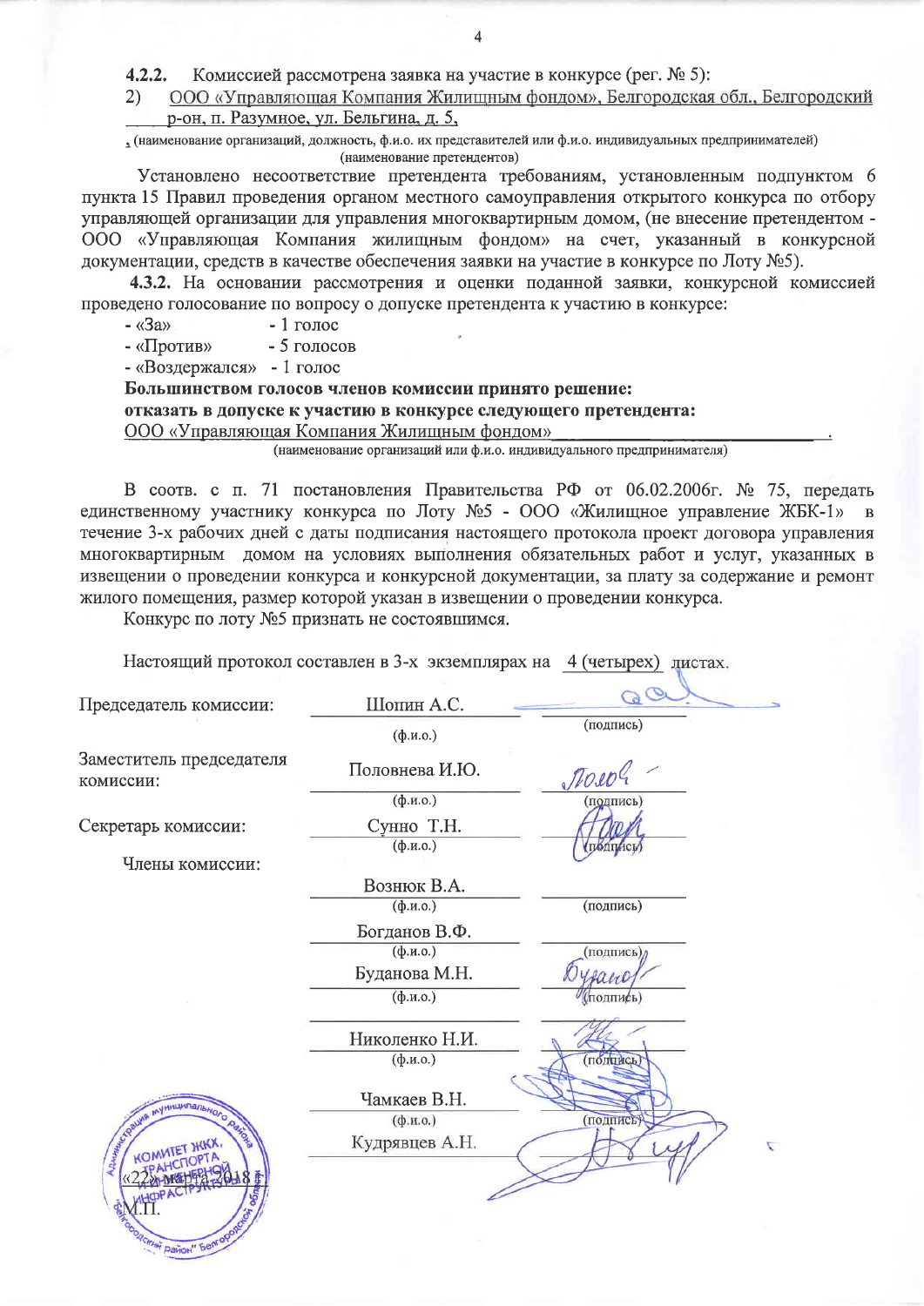**4.2.2.** Комиссией рассмотрена заявка на участие в конкурсе (рег. № 5):

2) ООО «Управляющая Компания Жилищным фондом», Белгородская обл., Белгородский р-он, п. Разумное, ул. Бельгина, д. 5,

(наименование организаций, должность, ф.и.о. их представителей или ф.и.о. индивидуальных предпринимателей)
(наименование претендентов)

Установлено несоответствие претендента требованиям, установленным подпунктом 6 пункта 15 Правил проведения органом местного самоуправления открытого конкурса по отбору управляющей организации для управления многоквартирным домом, (не внесение претендентом - ООО «Управляющая Компания жилищным фондом» на счет, указанный в конкурсной документации, средств в качестве обеспечения заявки на участие в конкурсе по Лоту №5).

**4.3.2.** На основании рассмотрения и оценки поданной заявки, конкурсной комиссией проведено голосование по вопросу о допуске претендента к участию в конкурсе:

- «За» - 1 голос
- «Против» - 5 голосов
- «Воздержался» - 1 голос

**Большинством голосов членов комиссии принято решение:**
**отказать в допуске к участию в конкурсе следующего претендента:**
ООО «Управляющая Компания Жилищным фондом».
(наименование организаций или ф.и.о. индивидуального предпринимателя)

В соотв. с п. 71 постановления Правительства РФ от 06.02.2006г. № 75, передать единственному участнику конкурса по Лоту №5 - ООО «Жилищное управление ЖБК-1» в течение 3-х рабочих дней с даты подписания настоящего протокола проект договора управления многоквартирным домом на условиях выполнения обязательных работ и услуг, указанных в извещении о проведении конкурса и конкурсной документации, за плату за содержание и ремонт жилого помещения, размер которой указан в извещении о проведении конкурса.

Конкурс по лоту №5 признать не состоявшимся.

Настоящий протокол составлен в 3-х экземплярах на 4 (четырех) листах.

| | | |
|---|---|---|
| Председатель комиссии: | Шопин А.С. (ф.и.о.) | (подпись) |
| Заместитель председателя комиссии: | Половнева И.Ю. (ф.и.о.) | (подпись) |
| Секретарь комиссии: | Сунно Т.Н. (ф.и.о.) | (подпись) |
| Члены комиссии: | Вознюк В.А. (ф.и.о.) | (подпись) |
| | Богданов В.Ф. (ф.и.о.) | (подпись) |
| | Буданова М.Н. (ф.и.о.) | (подпись) |
| | Николенко Н.И. (ф.и.о.) | (подпись) |
| | Чамкаев В.Н. (ф.и.о.) | (подпись) |
| | Кудрявцев А.Н. | |

«22» марта 2018 г.
М.П.